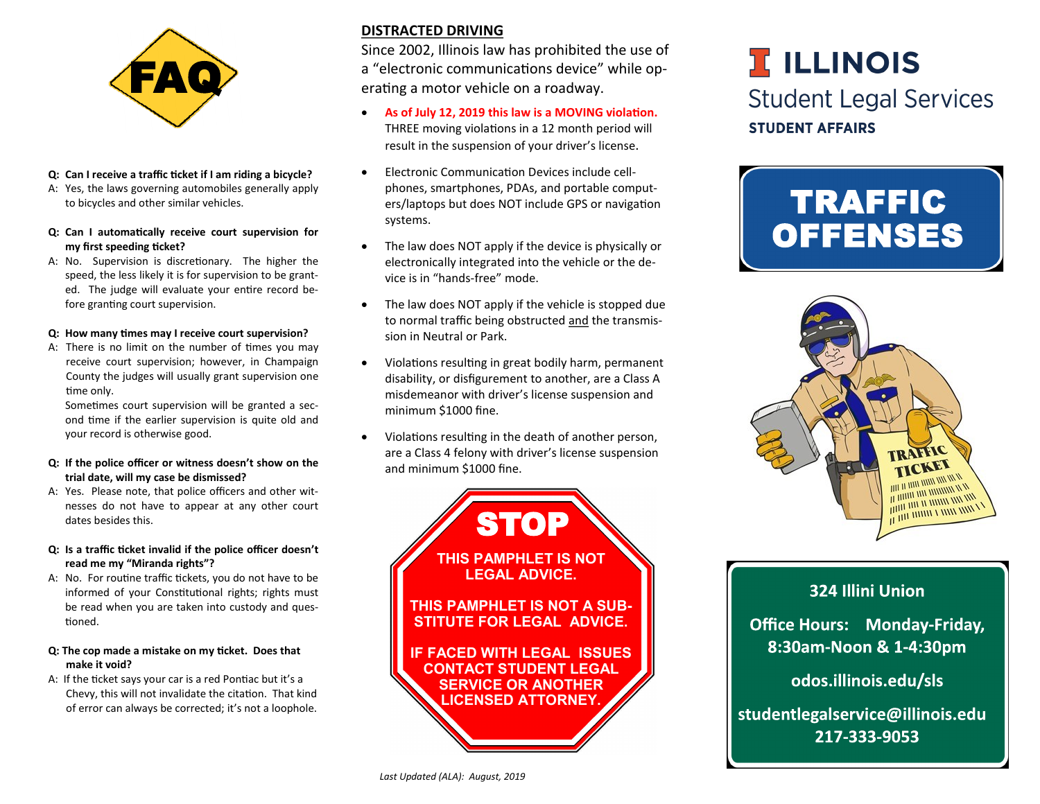# FAQ

**Q: Can I receive a traffic ticket if I am riding a bicycle?**

A: Yes, the laws governing automobiles generally apply to bicycles and other similar vehicles.

**Q: Can I automatically receive court supervision for my first speeding ticket?**

A: No. Supervision is discretionary. The higher the speed, the less likely it is for supervision to be granted. The judge will evaluate your entire record before granting court supervision.

**Q: How many times may I receive court supervision?**

A: There is no limit on the number of times you may receive court supervision; however, in Champaign County the judges will usually grant supervision one time only.

Sometimes court supervision will be granted a second time if the earlier supervision is quite old and your record is otherwise good.

**Q: If the police officer or witness doesn't show on the trial date, will my case be dismissed?**

A: Yes. Please note, that police officers and other witnesses do not have to appear at any other court dates besides this.

**Q: Is a traffic ticket invalid if the police officer doesn't read me my "Miranda rights"?**

A: No. For routine traffic tickets, you do not have to be informed of your Constitutional rights; rights must be read when you are taken into custody and questioned.

**Q: The cop made a mistake on my ticket. Does that make it void?**

A: If the ticket says your car is a red Pontiac but it's a Chevy, this will not invalidate the citation. That kind of error can always be corrected; it's not a loophole.

## DISTRACTED DRIVING

Since 2002, Illinois law has prohibited the use of a "electronic communications device" while operating a motor vehicle on a roadway.

- **As of July 12, 2019 this law is a MOVING violation.** THREE moving violations in a 12 month period will result in the suspension of your driver's license.
- Electronic Communication Devices include cellphones, smartphones, PDAs, and portable computers/laptops but does NOT include GPS or navigation systems.
- The law does NOT apply if the device is physically or electronically integrated into the vehicle or the device is in "hands-free" mode.
- The law does NOT apply if the vehicle is stopped due to normal traffic being obstructed and the transmission in Neutral or Park.
- Violations resulting in great bodily harm, permanent disability, or disfigurement to another, are a Class A misdemeanor with driver's license suspension and minimum $1000 fine.
- Violations resulting in the death of another person, are a Class 4 felony with driver's license suspension and minimum $1000 fine.

**STOP**

**THIS PAMPHLET IS NOT LEGAL ADVICE.**

**THIS PAMPHLET IS NOT A SUBSTITUTE FOR LEGAL ADVICE.**

**IF FACED WITH LEGAL ISSUES CONTACT STUDENT LEGAL SERVICE OR ANOTHER LICENSED ATTORNEY.**

*Last Updated (ALA): August, 2019*

# ILLINOIS

## Student Legal Services

**STUDENT AFFAIRS**

# TRAFFIC OFFENSES

**324 Illini Union**

**Office Hours: Monday-Friday, 8:30am-Noon & 1-4:30pm**

**odos.illinois.edu/sls**

**studentlegalservice@illinois.edu**

**217-333-9053**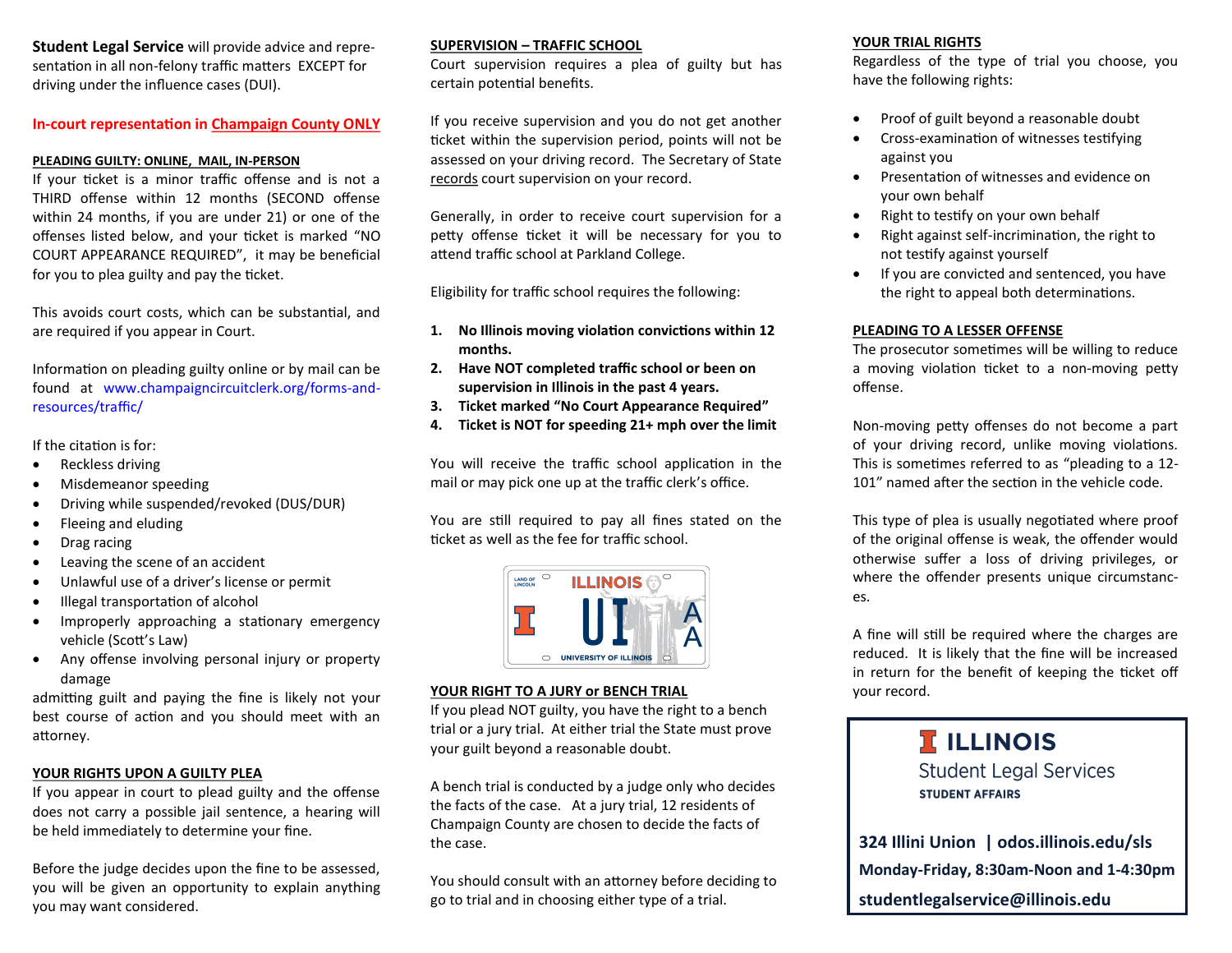**Student Legal Service** will provide advice and representation in all non-felony traffic matters EXCEPT for driving under the influence cases (DUI).

**In-court representation in Champaign County ONLY**

**PLEADING GUILTY: ONLINE, MAIL, IN-PERSON**

If your ticket is a minor traffic offense and is not a THIRD offense within 12 months (SECOND offense within 24 months, if you are under 21) or one of the offenses listed below, and your ticket is marked "NO COURT APPEARANCE REQUIRED", it may be beneficial for you to plea guilty and pay the ticket.

This avoids court costs, which can be substantial, and are required if you appear in Court.

Information on pleading guilty online or by mail can be found at www.champaigncircuitclerk.org/forms-and-resources/traffic/

If the citation is for:

- Reckless driving
- Misdemeanor speeding
- Driving while suspended/revoked (DUS/DUR)
- Fleeing and eluding
- Drag racing
- Leaving the scene of an accident
- Unlawful use of a driver's license or permit
- Illegal transportation of alcohol
- Improperly approaching a stationary emergency vehicle (Scott's Law)
- Any offense involving personal injury or property damage

admitting guilt and paying the fine is likely not your best course of action and you should meet with an attorney.

**YOUR RIGHTS UPON A GUILTY PLEA**

If you appear in court to plead guilty and the offense does not carry a possible jail sentence, a hearing will be held immediately to determine your fine.

Before the judge decides upon the fine to be assessed, you will be given an opportunity to explain anything you may want considered.

**SUPERVISION – TRAFFIC SCHOOL**

Court supervision requires a plea of guilty but has certain potential benefits.

If you receive supervision and you do not get another ticket within the supervision period, points will not be assessed on your driving record. The Secretary of State records court supervision on your record.

Generally, in order to receive court supervision for a petty offense ticket it will be necessary for you to attend traffic school at Parkland College.

Eligibility for traffic school requires the following:

1. **No Illinois moving violation convictions within 12 months.**
2. **Have NOT completed traffic school or been on supervision in Illinois in the past 4 years.**
3. **Ticket marked "No Court Appearance Required"**
4. **Ticket is NOT for speeding 21+ mph over the limit**

You will receive the traffic school application in the mail or may pick one up at the traffic clerk's office.

You are still required to pay all fines stated on the ticket as well as the fee for traffic school.

**YOUR RIGHT TO A JURY or BENCH TRIAL**

If you plead NOT guilty, you have the right to a bench trial or a jury trial. At either trial the State must prove your guilt beyond a reasonable doubt.

A bench trial is conducted by a judge only who decides the facts of the case. At a jury trial, 12 residents of Champaign County are chosen to decide the facts of the case.

You should consult with an attorney before deciding to go to trial and in choosing either type of a trial.

**YOUR TRIAL RIGHTS**

Regardless of the type of trial you choose, you have the following rights:

- Proof of guilt beyond a reasonable doubt
- Cross-examination of witnesses testifying against you
- Presentation of witnesses and evidence on your own behalf
- Right to testify on your own behalf
- Right against self-incrimination, the right to not testify against yourself
- If you are convicted and sentenced, you have the right to appeal both determinations.

**PLEADING TO A LESSER OFFENSE**

The prosecutor sometimes will be willing to reduce a moving violation ticket to a non-moving petty offense.

Non-moving petty offenses do not become a part of your driving record, unlike moving violations. This is sometimes referred to as "pleading to a 12-101" named after the section in the vehicle code.

This type of plea is usually negotiated where proof of the original offense is weak, the offender would otherwise suffer a loss of driving privileges, or where the offender presents unique circumstances.

A fine will still be required where the charges are reduced. It is likely that the fine will be increased in return for the benefit of keeping the ticket off your record.

**ILLINOIS**
Student Legal Services
STUDENT AFFAIRS

**324 Illini Union | odos.illinois.edu/sls**
**Monday-Friday, 8:30am-Noon and 1-4:30pm**
**studentlegalservice@illinois.edu**